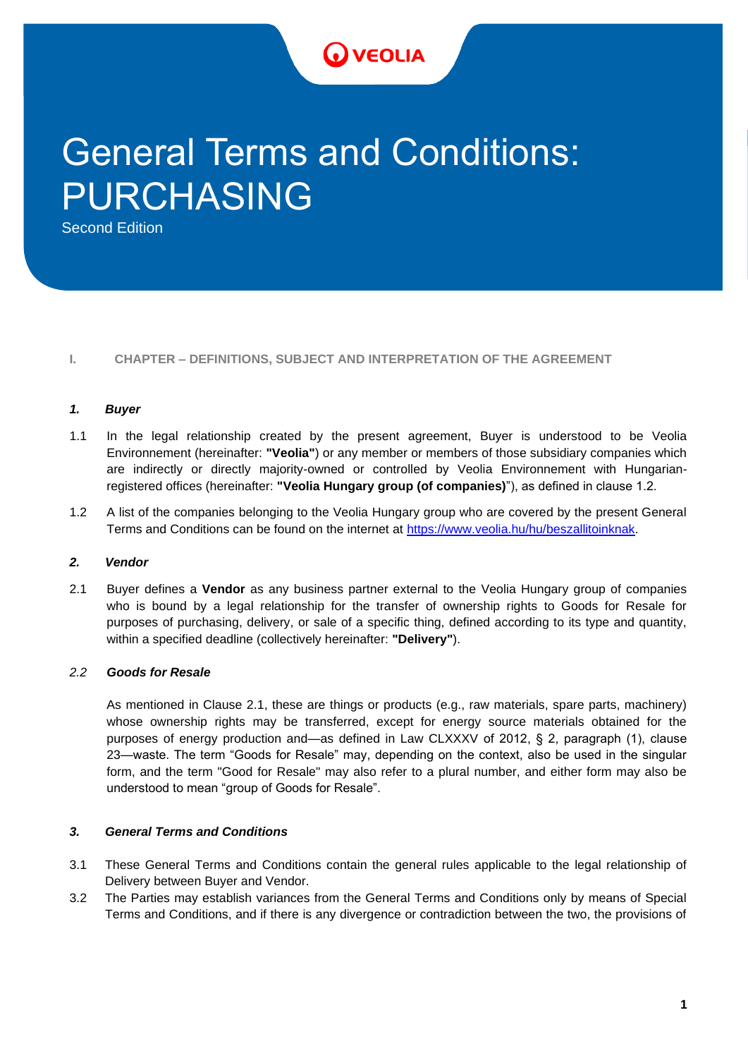VEOLIA

# General Terms and Conditions: PURCHASING

Second Edition

## I. CHAPTER – DEFINITIONS, SUBJECT AND INTERPRETATION OF THE AGREEMENT

### *1. Buyer*

1.1 In the legal relationship created by the present agreement, Buyer is understood to be Veolia Environnement (hereinafter: **"Veolia"**) or any member or members of those subsidiary companies which are indirectly or directly majority-owned or controlled by Veolia Environnement with Hungarian-registered offices (hereinafter: **"Veolia Hungary group (of companies)**"), as defined in clause 1.2.

1.2 A list of the companies belonging to the Veolia Hungary group who are covered by the present General Terms and Conditions can be found on the internet at https://www.veolia.hu/hu/beszallitoinknak.

### *2. Vendor*

2.1 Buyer defines a **Vendor** as any business partner external to the Veolia Hungary group of companies who is bound by a legal relationship for the transfer of ownership rights to Goods for Resale for purposes of purchasing, delivery, or sale of a specific thing, defined according to its type and quantity, within a specified deadline (collectively hereinafter: **"Delivery"**).

*2.2* ***Goods for Resale***

As mentioned in Clause 2.1, these are things or products (e.g., raw materials, spare parts, machinery) whose ownership rights may be transferred, except for energy source materials obtained for the purposes of energy production and—as defined in Law CLXXXV of 2012, § 2, paragraph (1), clause 23—waste. The term "Goods for Resale" may, depending on the context, also be used in the singular form, and the term "Good for Resale" may also refer to a plural number, and either form may also be understood to mean "group of Goods for Resale".

### *3. General Terms and Conditions*

3.1 These General Terms and Conditions contain the general rules applicable to the legal relationship of Delivery between Buyer and Vendor.

3.2 The Parties may establish variances from the General Terms and Conditions only by means of Special Terms and Conditions, and if there is any divergence or contradiction between the two, the provisions of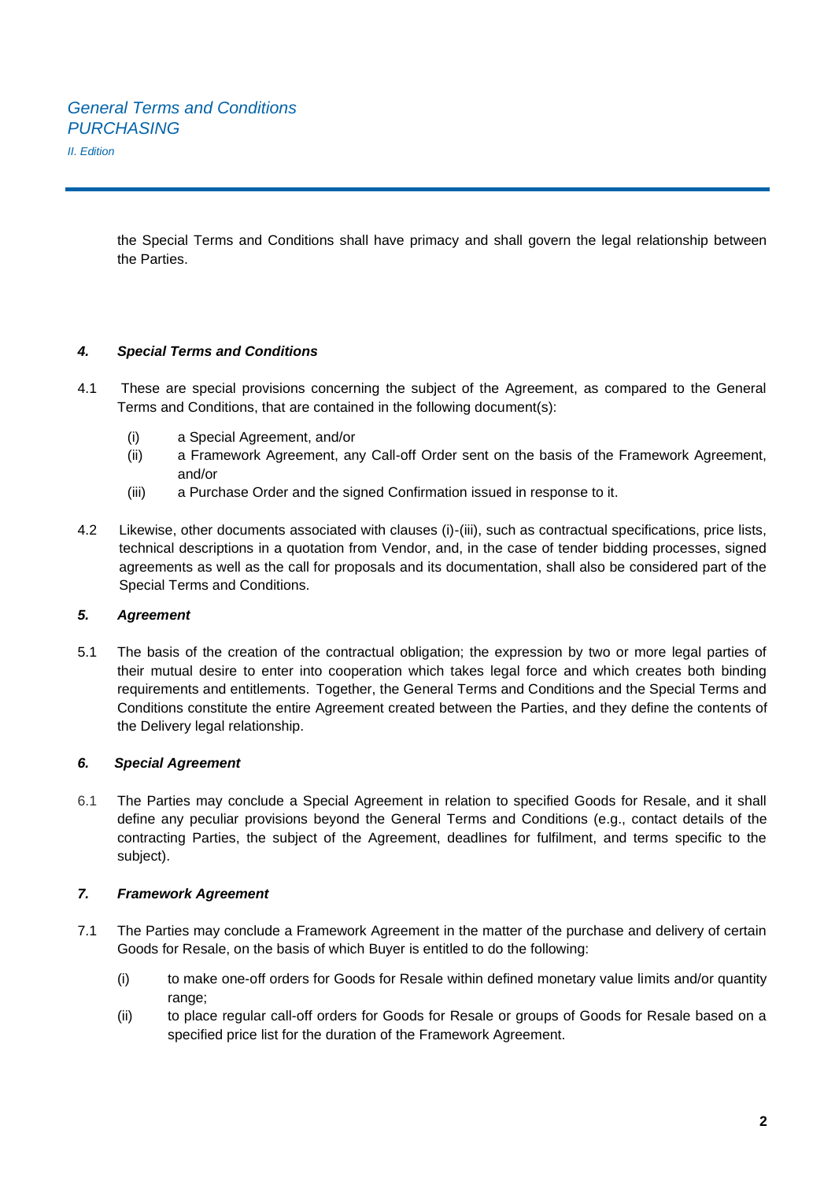the Special Terms and Conditions shall have primacy and shall govern the legal relationship between the Parties.

### *4. Special Terms and Conditions*

4.1 These are special provisions concerning the subject of the Agreement, as compared to the General Terms and Conditions, that are contained in the following document(s):

- (i) a Special Agreement, and/or
- (ii) a Framework Agreement, any Call-off Order sent on the basis of the Framework Agreement, and/or
- (iii) a Purchase Order and the signed Confirmation issued in response to it.

4.2 Likewise, other documents associated with clauses (i)-(iii), such as contractual specifications, price lists, technical descriptions in a quotation from Vendor, and, in the case of tender bidding processes, signed agreements as well as the call for proposals and its documentation, shall also be considered part of the Special Terms and Conditions.

### *5. Agreement*

5.1 The basis of the creation of the contractual obligation; the expression by two or more legal parties of their mutual desire to enter into cooperation which takes legal force and which creates both binding requirements and entitlements. Together, the General Terms and Conditions and the Special Terms and Conditions constitute the entire Agreement created between the Parties, and they define the contents of the Delivery legal relationship.

### *6. Special Agreement*

6.1 The Parties may conclude a Special Agreement in relation to specified Goods for Resale, and it shall define any peculiar provisions beyond the General Terms and Conditions (e.g., contact details of the contracting Parties, the subject of the Agreement, deadlines for fulfilment, and terms specific to the subject).

### *7. Framework Agreement*

7.1 The Parties may conclude a Framework Agreement in the matter of the purchase and delivery of certain Goods for Resale, on the basis of which Buyer is entitled to do the following:

- (i) to make one-off orders for Goods for Resale within defined monetary value limits and/or quantity range;
- (ii) to place regular call-off orders for Goods for Resale or groups of Goods for Resale based on a specified price list for the duration of the Framework Agreement.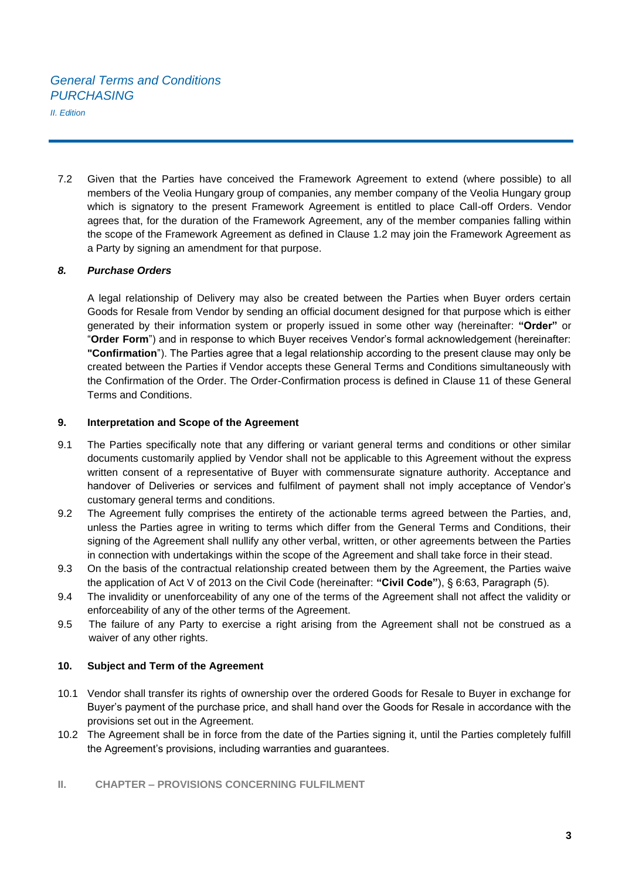7.2 Given that the Parties have conceived the Framework Agreement to extend (where possible) to all members of the Veolia Hungary group of companies, any member company of the Veolia Hungary group which is signatory to the present Framework Agreement is entitled to place Call-off Orders. Vendor agrees that, for the duration of the Framework Agreement, any of the member companies falling within the scope of the Framework Agreement as defined in Clause 1.2 may join the Framework Agreement as a Party by signing an amendment for that purpose.

### *8. Purchase Orders*

A legal relationship of Delivery may also be created between the Parties when Buyer orders certain Goods for Resale from Vendor by sending an official document designed for that purpose which is either generated by their information system or properly issued in some other way (hereinafter: **"Order"** or "**Order Form**") and in response to which Buyer receives Vendor's formal acknowledgement (hereinafter: **"Confirmation"**). The Parties agree that a legal relationship according to the present clause may only be created between the Parties if Vendor accepts these General Terms and Conditions simultaneously with the Confirmation of the Order. The Order-Confirmation process is defined in Clause 11 of these General Terms and Conditions.

### 9. Interpretation and Scope of the Agreement

9.1 The Parties specifically note that any differing or variant general terms and conditions or other similar documents customarily applied by Vendor shall not be applicable to this Agreement without the express written consent of a representative of Buyer with commensurate signature authority. Acceptance and handover of Deliveries or services and fulfilment of payment shall not imply acceptance of Vendor's customary general terms and conditions.

9.2 The Agreement fully comprises the entirety of the actionable terms agreed between the Parties, and, unless the Parties agree in writing to terms which differ from the General Terms and Conditions, their signing of the Agreement shall nullify any other verbal, written, or other agreements between the Parties in connection with undertakings within the scope of the Agreement and shall take force in their stead.

9.3 On the basis of the contractual relationship created between them by the Agreement, the Parties waive the application of Act V of 2013 on the Civil Code (hereinafter: **"Civil Code"**), § 6:63, Paragraph (5).

9.4 The invalidity or unenforceability of any one of the terms of the Agreement shall not affect the validity or enforceability of any of the other terms of the Agreement.

9.5 The failure of any Party to exercise a right arising from the Agreement shall not be construed as a waiver of any other rights.

### 10. Subject and Term of the Agreement

10.1 Vendor shall transfer its rights of ownership over the ordered Goods for Resale to Buyer in exchange for Buyer's payment of the purchase price, and shall hand over the Goods for Resale in accordance with the provisions set out in the Agreement.

10.2 The Agreement shall be in force from the date of the Parties signing it, until the Parties completely fulfill the Agreement's provisions, including warranties and guarantees.

## II. CHAPTER – PROVISIONS CONCERNING FULFILMENT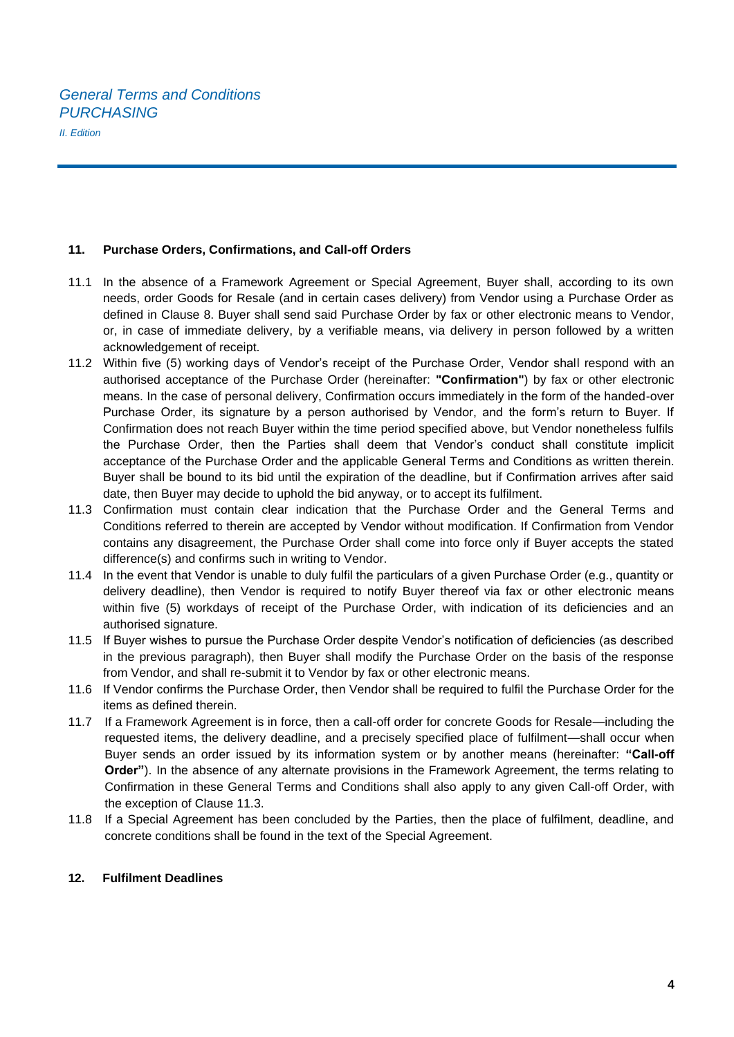## 11. Purchase Orders, Confirmations, and Call-off Orders

11.1 In the absence of a Framework Agreement or Special Agreement, Buyer shall, according to its own needs, order Goods for Resale (and in certain cases delivery) from Vendor using a Purchase Order as defined in Clause 8. Buyer shall send said Purchase Order by fax or other electronic means to Vendor, or, in case of immediate delivery, by a verifiable means, via delivery in person followed by a written acknowledgement of receipt.

11.2 Within five (5) working days of Vendor's receipt of the Purchase Order, Vendor shall respond with an authorised acceptance of the Purchase Order (hereinafter: **"Confirmation"**) by fax or other electronic means. In the case of personal delivery, Confirmation occurs immediately in the form of the handed-over Purchase Order, its signature by a person authorised by Vendor, and the form's return to Buyer. If Confirmation does not reach Buyer within the time period specified above, but Vendor nonetheless fulfils the Purchase Order, then the Parties shall deem that Vendor's conduct shall constitute implicit acceptance of the Purchase Order and the applicable General Terms and Conditions as written therein. Buyer shall be bound to its bid until the expiration of the deadline, but if Confirmation arrives after said date, then Buyer may decide to uphold the bid anyway, or to accept its fulfilment.

11.3 Confirmation must contain clear indication that the Purchase Order and the General Terms and Conditions referred to therein are accepted by Vendor without modification. If Confirmation from Vendor contains any disagreement, the Purchase Order shall come into force only if Buyer accepts the stated difference(s) and confirms such in writing to Vendor.

11.4 In the event that Vendor is unable to duly fulfil the particulars of a given Purchase Order (e.g., quantity or delivery deadline), then Vendor is required to notify Buyer thereof via fax or other electronic means within five (5) workdays of receipt of the Purchase Order, with indication of its deficiencies and an authorised signature.

11.5 If Buyer wishes to pursue the Purchase Order despite Vendor's notification of deficiencies (as described in the previous paragraph), then Buyer shall modify the Purchase Order on the basis of the response from Vendor, and shall re-submit it to Vendor by fax or other electronic means.

11.6 If Vendor confirms the Purchase Order, then Vendor shall be required to fulfil the Purchase Order for the items as defined therein.

11.7 If a Framework Agreement is in force, then a call-off order for concrete Goods for Resale—including the requested items, the delivery deadline, and a precisely specified place of fulfilment—shall occur when Buyer sends an order issued by its information system or by another means (hereinafter: **"Call-off Order"**). In the absence of any alternate provisions in the Framework Agreement, the terms relating to Confirmation in these General Terms and Conditions shall also apply to any given Call-off Order, with the exception of Clause 11.3.

11.8 If a Special Agreement has been concluded by the Parties, then the place of fulfilment, deadline, and concrete conditions shall be found in the text of the Special Agreement.

## 12. Fulfilment Deadlines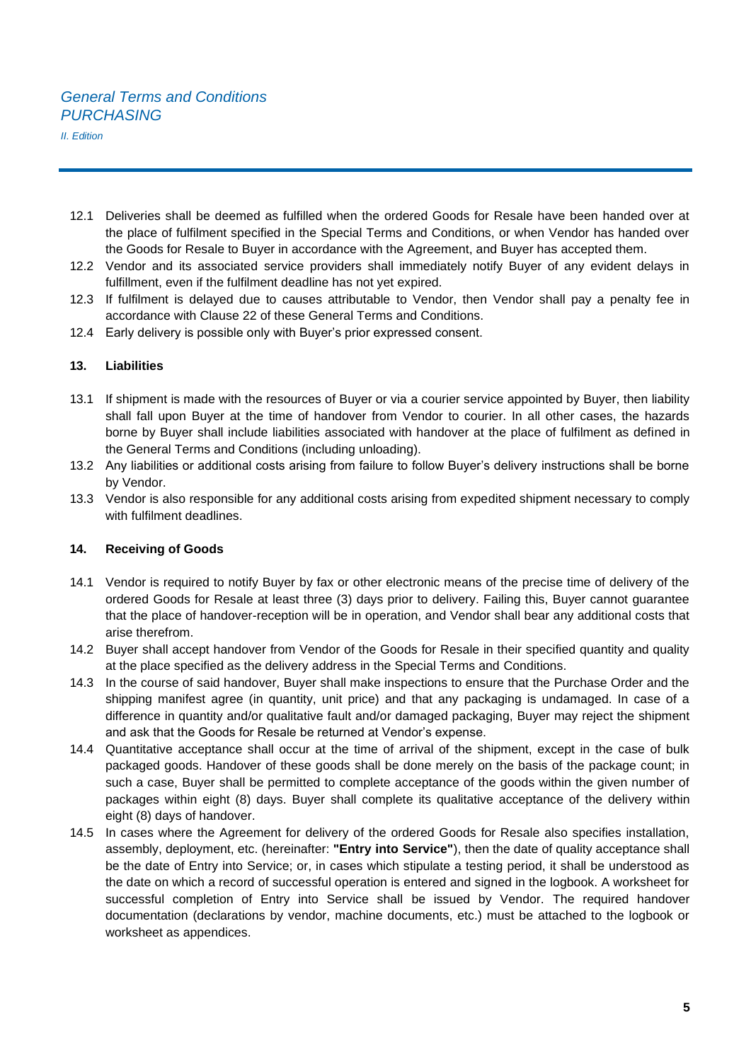12.1 Deliveries shall be deemed as fulfilled when the ordered Goods for Resale have been handed over at the place of fulfilment specified in the Special Terms and Conditions, or when Vendor has handed over the Goods for Resale to Buyer in accordance with the Agreement, and Buyer has accepted them.

12.2 Vendor and its associated service providers shall immediately notify Buyer of any evident delays in fulfillment, even if the fulfilment deadline has not yet expired.

12.3 If fulfilment is delayed due to causes attributable to Vendor, then Vendor shall pay a penalty fee in accordance with Clause 22 of these General Terms and Conditions.

12.4 Early delivery is possible only with Buyer's prior expressed consent.

## 13. Liabilities

13.1 If shipment is made with the resources of Buyer or via a courier service appointed by Buyer, then liability shall fall upon Buyer at the time of handover from Vendor to courier. In all other cases, the hazards borne by Buyer shall include liabilities associated with handover at the place of fulfilment as defined in the General Terms and Conditions (including unloading).

13.2 Any liabilities or additional costs arising from failure to follow Buyer's delivery instructions shall be borne by Vendor.

13.3 Vendor is also responsible for any additional costs arising from expedited shipment necessary to comply with fulfilment deadlines.

## 14. Receiving of Goods

14.1 Vendor is required to notify Buyer by fax or other electronic means of the precise time of delivery of the ordered Goods for Resale at least three (3) days prior to delivery. Failing this, Buyer cannot guarantee that the place of handover-reception will be in operation, and Vendor shall bear any additional costs that arise therefrom.

14.2 Buyer shall accept handover from Vendor of the Goods for Resale in their specified quantity and quality at the place specified as the delivery address in the Special Terms and Conditions.

14.3 In the course of said handover, Buyer shall make inspections to ensure that the Purchase Order and the shipping manifest agree (in quantity, unit price) and that any packaging is undamaged. In case of a difference in quantity and/or qualitative fault and/or damaged packaging, Buyer may reject the shipment and ask that the Goods for Resale be returned at Vendor's expense.

14.4 Quantitative acceptance shall occur at the time of arrival of the shipment, except in the case of bulk packaged goods. Handover of these goods shall be done merely on the basis of the package count; in such a case, Buyer shall be permitted to complete acceptance of the goods within the given number of packages within eight (8) days. Buyer shall complete its qualitative acceptance of the delivery within eight (8) days of handover.

14.5 In cases where the Agreement for delivery of the ordered Goods for Resale also specifies installation, assembly, deployment, etc. (hereinafter: **"Entry into Service"**), then the date of quality acceptance shall be the date of Entry into Service; or, in cases which stipulate a testing period, it shall be understood as the date on which a record of successful operation is entered and signed in the logbook. A worksheet for successful completion of Entry into Service shall be issued by Vendor. The required handover documentation (declarations by vendor, machine documents, etc.) must be attached to the logbook or worksheet as appendices.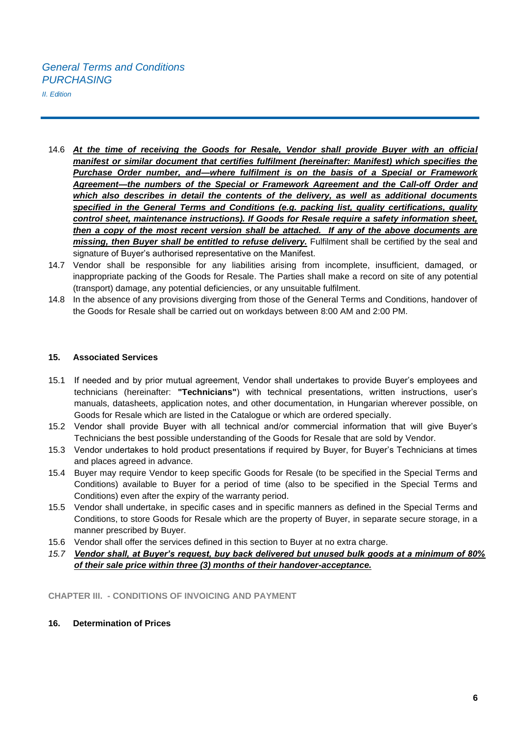14.6 ***At the time of receiving the Goods for Resale, Vendor shall provide Buyer with an official manifest or similar document that certifies fulfilment (hereinafter: Manifest) which specifies the Purchase Order number, and—where fulfilment is on the basis of a Special or Framework Agreement—the numbers of the Special or Framework Agreement and the Call-off Order and which also describes in detail the contents of the delivery, as well as additional documents specified in the General Terms and Conditions (e.g. packing list, quality certifications, quality control sheet, maintenance instructions). If Goods for Resale require a safety information sheet, then a copy of the most recent version shall be attached. If any of the above documents are missing, then Buyer shall be entitled to refuse delivery.*** Fulfilment shall be certified by the seal and signature of Buyer's authorised representative on the Manifest.

14.7 Vendor shall be responsible for any liabilities arising from incomplete, insufficient, damaged, or inappropriate packing of the Goods for Resale. The Parties shall make a record on site of any potential (transport) damage, any potential deficiencies, or any unsuitable fulfilment.

14.8 In the absence of any provisions diverging from those of the General Terms and Conditions, handover of the Goods for Resale shall be carried out on workdays between 8:00 AM and 2:00 PM.

### 15. Associated Services

15.1 If needed and by prior mutual agreement, Vendor shall undertakes to provide Buyer's employees and technicians (hereinafter: **"Technicians"**) with technical presentations, written instructions, user's manuals, datasheets, application notes, and other documentation, in Hungarian wherever possible, on Goods for Resale which are listed in the Catalogue or which are ordered specially.

15.2 Vendor shall provide Buyer with all technical and/or commercial information that will give Buyer's Technicians the best possible understanding of the Goods for Resale that are sold by Vendor.

15.3 Vendor undertakes to hold product presentations if required by Buyer, for Buyer's Technicians at times and places agreed in advance.

15.4 Buyer may require Vendor to keep specific Goods for Resale (to be specified in the Special Terms and Conditions) available to Buyer for a period of time (also to be specified in the Special Terms and Conditions) even after the expiry of the warranty period.

15.5 Vendor shall undertake, in specific cases and in specific manners as defined in the Special Terms and Conditions, to store Goods for Resale which are the property of Buyer, in separate secure storage, in a manner prescribed by Buyer.

15.6 Vendor shall offer the services defined in this section to Buyer at no extra charge.

*15.7* ***Vendor shall, at Buyer's request, buy back delivered but unused bulk goods at a minimum of 80% of their sale price within three (3) months of their handover-acceptance.***

## CHAPTER III. - CONDITIONS OF INVOICING AND PAYMENT

### 16. Determination of Prices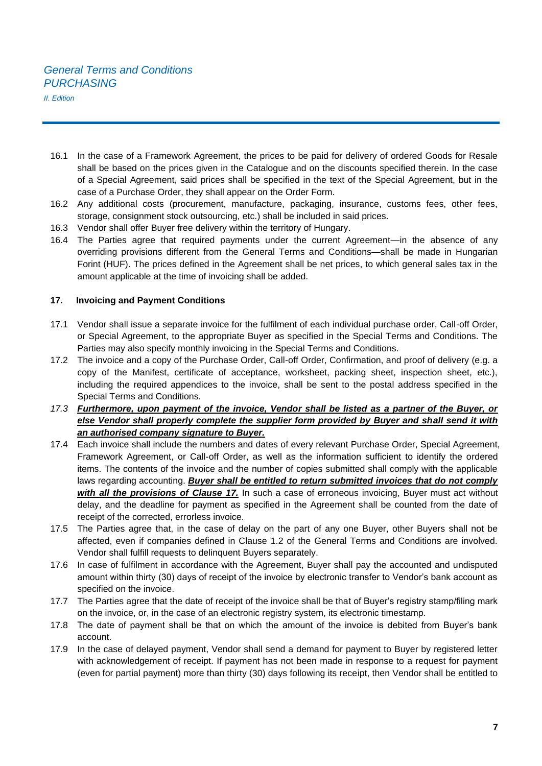16.1 In the case of a Framework Agreement, the prices to be paid for delivery of ordered Goods for Resale shall be based on the prices given in the Catalogue and on the discounts specified therein. In the case of a Special Agreement, said prices shall be specified in the text of the Special Agreement, but in the case of a Purchase Order, they shall appear on the Order Form.

16.2 Any additional costs (procurement, manufacture, packaging, insurance, customs fees, other fees, storage, consignment stock outsourcing, etc.) shall be included in said prices.

16.3 Vendor shall offer Buyer free delivery within the territory of Hungary.

16.4 The Parties agree that required payments under the current Agreement—in the absence of any overriding provisions different from the General Terms and Conditions—shall be made in Hungarian Forint (HUF). The prices defined in the Agreement shall be net prices, to which general sales tax in the amount applicable at the time of invoicing shall be added.

**17. Invoicing and Payment Conditions**

17.1 Vendor shall issue a separate invoice for the fulfilment of each individual purchase order, Call-off Order, or Special Agreement, to the appropriate Buyer as specified in the Special Terms and Conditions. The Parties may also specify monthly invoicing in the Special Terms and Conditions.

17.2 The invoice and a copy of the Purchase Order, Call-off Order, Confirmation, and proof of delivery (e.g. a copy of the Manifest, certificate of acceptance, worksheet, packing sheet, inspection sheet, etc.), including the required appendices to the invoice, shall be sent to the postal address specified in the Special Terms and Conditions.

*17.3* ***Furthermore, upon payment of the invoice, Vendor shall be listed as a partner of the Buyer, or else Vendor shall properly complete the supplier form provided by Buyer and shall send it with an authorised company signature to Buyer.***

17.4 Each invoice shall include the numbers and dates of every relevant Purchase Order, Special Agreement, Framework Agreement, or Call-off Order, as well as the information sufficient to identify the ordered items. The contents of the invoice and the number of copies submitted shall comply with the applicable laws regarding accounting. ***Buyer shall be entitled to return submitted invoices that do not comply with all the provisions of Clause 17.*** In such a case of erroneous invoicing, Buyer must act without delay, and the deadline for payment as specified in the Agreement shall be counted from the date of receipt of the corrected, errorless invoice.

17.5 The Parties agree that, in the case of delay on the part of any one Buyer, other Buyers shall not be affected, even if companies defined in Clause 1.2 of the General Terms and Conditions are involved. Vendor shall fulfill requests to delinquent Buyers separately.

17.6 In case of fulfilment in accordance with the Agreement, Buyer shall pay the accounted and undisputed amount within thirty (30) days of receipt of the invoice by electronic transfer to Vendor's bank account as specified on the invoice.

17.7 The Parties agree that the date of receipt of the invoice shall be that of Buyer's registry stamp/filing mark on the invoice, or, in the case of an electronic registry system, its electronic timestamp.

17.8 The date of payment shall be that on which the amount of the invoice is debited from Buyer's bank account.

17.9 In the case of delayed payment, Vendor shall send a demand for payment to Buyer by registered letter with acknowledgement of receipt. If payment has not been made in response to a request for payment (even for partial payment) more than thirty (30) days following its receipt, then Vendor shall be entitled to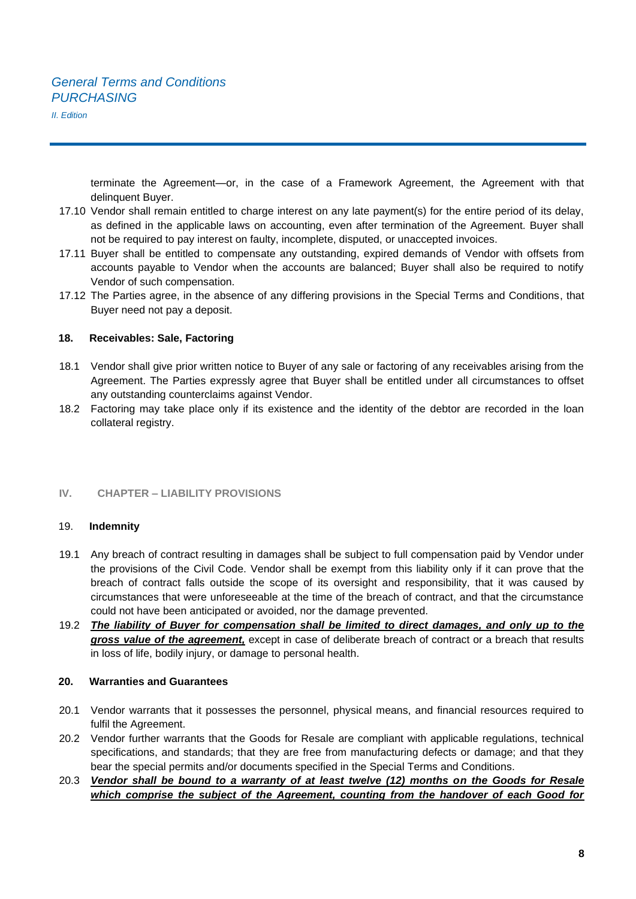terminate the Agreement—or, in the case of a Framework Agreement, the Agreement with that delinquent Buyer.

17.10 Vendor shall remain entitled to charge interest on any late payment(s) for the entire period of its delay, as defined in the applicable laws on accounting, even after termination of the Agreement. Buyer shall not be required to pay interest on faulty, incomplete, disputed, or unaccepted invoices.

17.11 Buyer shall be entitled to compensate any outstanding, expired demands of Vendor with offsets from accounts payable to Vendor when the accounts are balanced; Buyer shall also be required to notify Vendor of such compensation.

17.12 The Parties agree, in the absence of any differing provisions in the Special Terms and Conditions, that Buyer need not pay a deposit.

### 18. Receivables: Sale, Factoring

18.1 Vendor shall give prior written notice to Buyer of any sale or factoring of any receivables arising from the Agreement. The Parties expressly agree that Buyer shall be entitled under all circumstances to offset any outstanding counterclaims against Vendor.

18.2 Factoring may take place only if its existence and the identity of the debtor are recorded in the loan collateral registry.

## IV. CHAPTER – LIABILITY PROVISIONS

### 19. Indemnity

19.1 Any breach of contract resulting in damages shall be subject to full compensation paid by Vendor under the provisions of the Civil Code. Vendor shall be exempt from this liability only if it can prove that the breach of contract falls outside the scope of its oversight and responsibility, that it was caused by circumstances that were unforeseeable at the time of the breach of contract, and that the circumstance could not have been anticipated or avoided, nor the damage prevented.

19.2 <u>***The liability of Buyer for compensation shall be limited to direct damages, and only up to the gross value of the agreement,***</u> except in case of deliberate breach of contract or a breach that results in loss of life, bodily injury, or damage to personal health.

### 20. Warranties and Guarantees

20.1 Vendor warrants that it possesses the personnel, physical means, and financial resources required to fulfil the Agreement.

20.2 Vendor further warrants that the Goods for Resale are compliant with applicable regulations, technical specifications, and standards; that they are free from manufacturing defects or damage; and that they bear the special permits and/or documents specified in the Special Terms and Conditions.

20.3 <u>***Vendor shall be bound to a warranty of at least twelve (12) months on the Goods for Resale which comprise the subject of the Agreement, counting from the handover of each Good for***</u>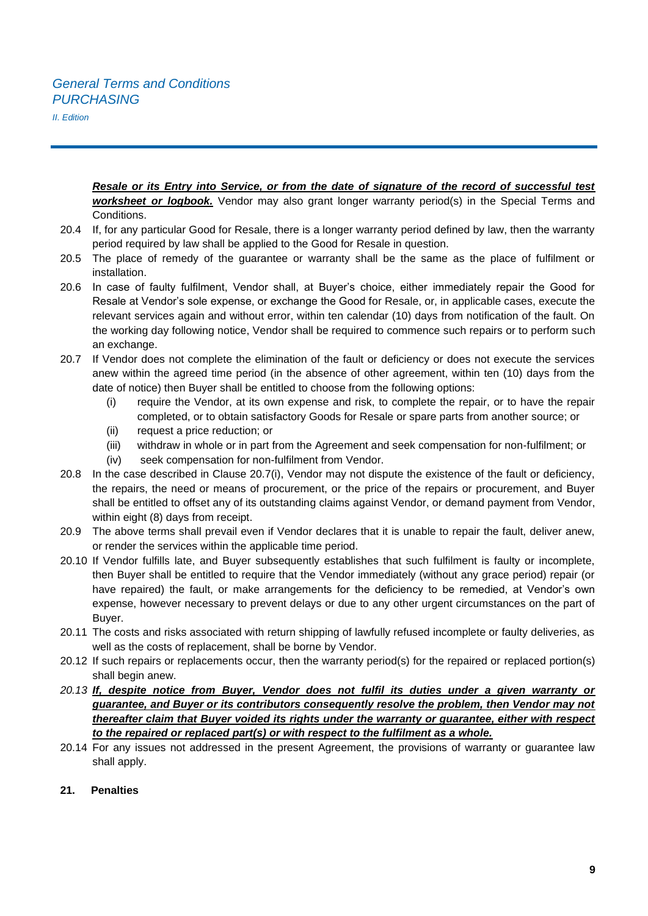***Resale or its Entry into Service, or from the date of signature of the record of successful test worksheet or logbook.*** Vendor may also grant longer warranty period(s) in the Special Terms and Conditions.

20.4 If, for any particular Good for Resale, there is a longer warranty period defined by law, then the warranty period required by law shall be applied to the Good for Resale in question.

20.5 The place of remedy of the guarantee or warranty shall be the same as the place of fulfilment or installation.

20.6 In case of faulty fulfilment, Vendor shall, at Buyer's choice, either immediately repair the Good for Resale at Vendor's sole expense, or exchange the Good for Resale, or, in applicable cases, execute the relevant services again and without error, within ten calendar (10) days from notification of the fault. On the working day following notice, Vendor shall be required to commence such repairs or to perform such an exchange.

20.7 If Vendor does not complete the elimination of the fault or deficiency or does not execute the services anew within the agreed time period (in the absence of other agreement, within ten (10) days from the date of notice) then Buyer shall be entitled to choose from the following options:

- (i) require the Vendor, at its own expense and risk, to complete the repair, or to have the repair completed, or to obtain satisfactory Goods for Resale or spare parts from another source; or
- (ii) request a price reduction; or
- (iii) withdraw in whole or in part from the Agreement and seek compensation for non-fulfilment; or
- (iv) seek compensation for non-fulfilment from Vendor.

20.8 In the case described in Clause 20.7(i), Vendor may not dispute the existence of the fault or deficiency, the repairs, the need or means of procurement, or the price of the repairs or procurement, and Buyer shall be entitled to offset any of its outstanding claims against Vendor, or demand payment from Vendor, within eight (8) days from receipt.

20.9 The above terms shall prevail even if Vendor declares that it is unable to repair the fault, deliver anew, or render the services within the applicable time period.

20.10 If Vendor fulfills late, and Buyer subsequently establishes that such fulfilment is faulty or incomplete, then Buyer shall be entitled to require that the Vendor immediately (without any grace period) repair (or have repaired) the fault, or make arrangements for the deficiency to be remedied, at Vendor's own expense, however necessary to prevent delays or due to any other urgent circumstances on the part of Buyer.

20.11 The costs and risks associated with return shipping of lawfully refused incomplete or faulty deliveries, as well as the costs of replacement, shall be borne by Vendor.

20.12 If such repairs or replacements occur, then the warranty period(s) for the repaired or replaced portion(s) shall begin anew.

*20.13* ***If, despite notice from Buyer, Vendor does not fulfil its duties under a given warranty or guarantee, and Buyer or its contributors consequently resolve the problem, then Vendor may not thereafter claim that Buyer voided its rights under the warranty or guarantee, either with respect to the repaired or replaced part(s) or with respect to the fulfilment as a whole.***

20.14 For any issues not addressed in the present Agreement, the provisions of warranty or guarantee law shall apply.

## 21. Penalties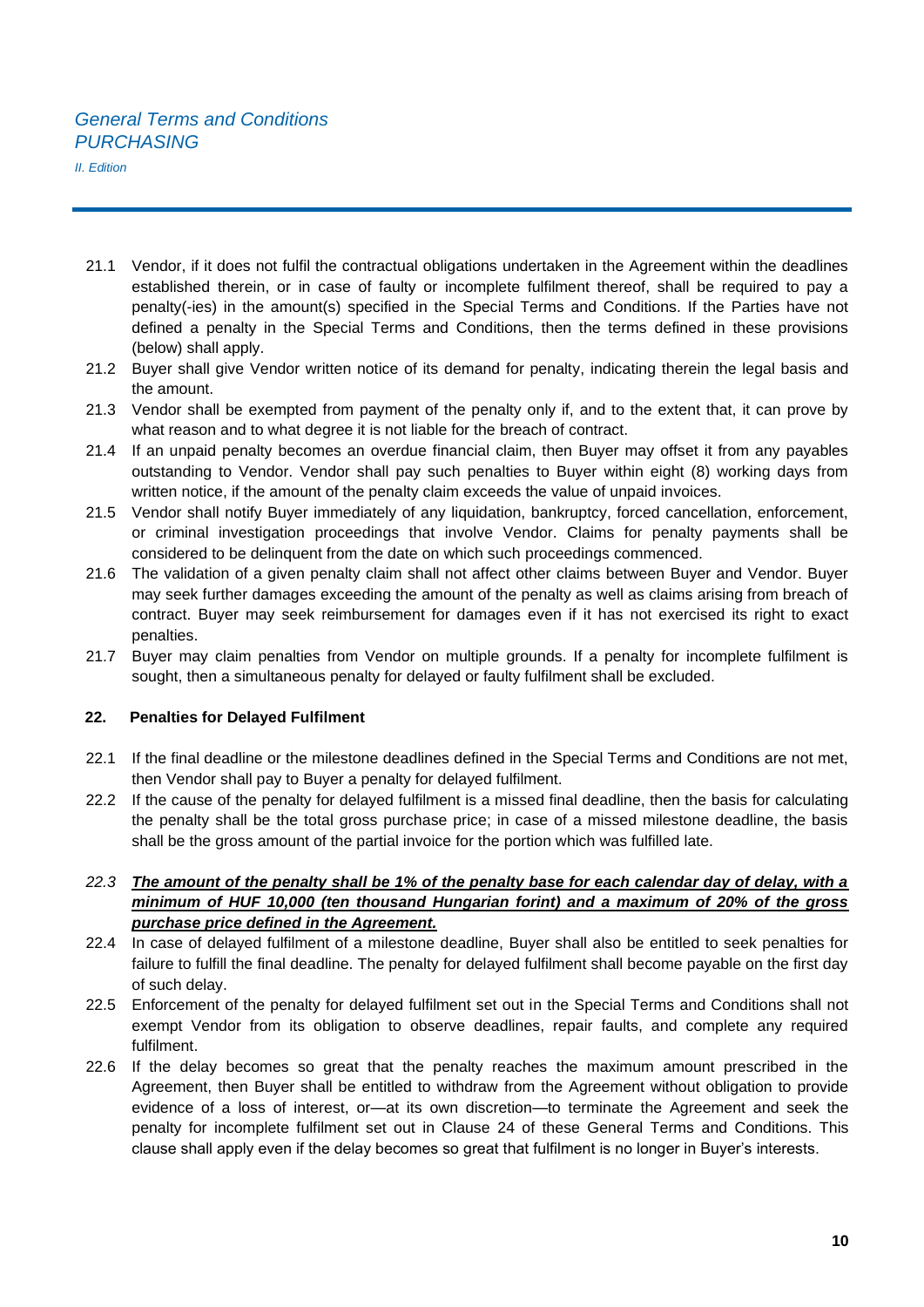21.1 Vendor, if it does not fulfil the contractual obligations undertaken in the Agreement within the deadlines established therein, or in case of faulty or incomplete fulfilment thereof, shall be required to pay a penalty(-ies) in the amount(s) specified in the Special Terms and Conditions. If the Parties have not defined a penalty in the Special Terms and Conditions, then the terms defined in these provisions (below) shall apply.

21.2 Buyer shall give Vendor written notice of its demand for penalty, indicating therein the legal basis and the amount.

21.3 Vendor shall be exempted from payment of the penalty only if, and to the extent that, it can prove by what reason and to what degree it is not liable for the breach of contract.

21.4 If an unpaid penalty becomes an overdue financial claim, then Buyer may offset it from any payables outstanding to Vendor. Vendor shall pay such penalties to Buyer within eight (8) working days from written notice, if the amount of the penalty claim exceeds the value of unpaid invoices.

21.5 Vendor shall notify Buyer immediately of any liquidation, bankruptcy, forced cancellation, enforcement, or criminal investigation proceedings that involve Vendor. Claims for penalty payments shall be considered to be delinquent from the date on which such proceedings commenced.

21.6 The validation of a given penalty claim shall not affect other claims between Buyer and Vendor. Buyer may seek further damages exceeding the amount of the penalty as well as claims arising from breach of contract. Buyer may seek reimbursement for damages even if it has not exercised its right to exact penalties.

21.7 Buyer may claim penalties from Vendor on multiple grounds. If a penalty for incomplete fulfilment is sought, then a simultaneous penalty for delayed or faulty fulfilment shall be excluded.

**22. Penalties for Delayed Fulfilment**

22.1 If the final deadline or the milestone deadlines defined in the Special Terms and Conditions are not met, then Vendor shall pay to Buyer a penalty for delayed fulfilment.

22.2 If the cause of the penalty for delayed fulfilment is a missed final deadline, then the basis for calculating the penalty shall be the total gross purchase price; in case of a missed milestone deadline, the basis shall be the gross amount of the partial invoice for the portion which was fulfilled late.

*22.3* ***The amount of the penalty shall be 1% of the penalty base for each calendar day of delay, with a minimum of HUF 10,000 (ten thousand Hungarian forint) and a maximum of 20% of the gross purchase price defined in the Agreement.***

22.4 In case of delayed fulfilment of a milestone deadline, Buyer shall also be entitled to seek penalties for failure to fulfill the final deadline. The penalty for delayed fulfilment shall become payable on the first day of such delay.

22.5 Enforcement of the penalty for delayed fulfilment set out in the Special Terms and Conditions shall not exempt Vendor from its obligation to observe deadlines, repair faults, and complete any required fulfilment.

22.6 If the delay becomes so great that the penalty reaches the maximum amount prescribed in the Agreement, then Buyer shall be entitled to withdraw from the Agreement without obligation to provide evidence of a loss of interest, or—at its own discretion—to terminate the Agreement and seek the penalty for incomplete fulfilment set out in Clause 24 of these General Terms and Conditions. This clause shall apply even if the delay becomes so great that fulfilment is no longer in Buyer's interests.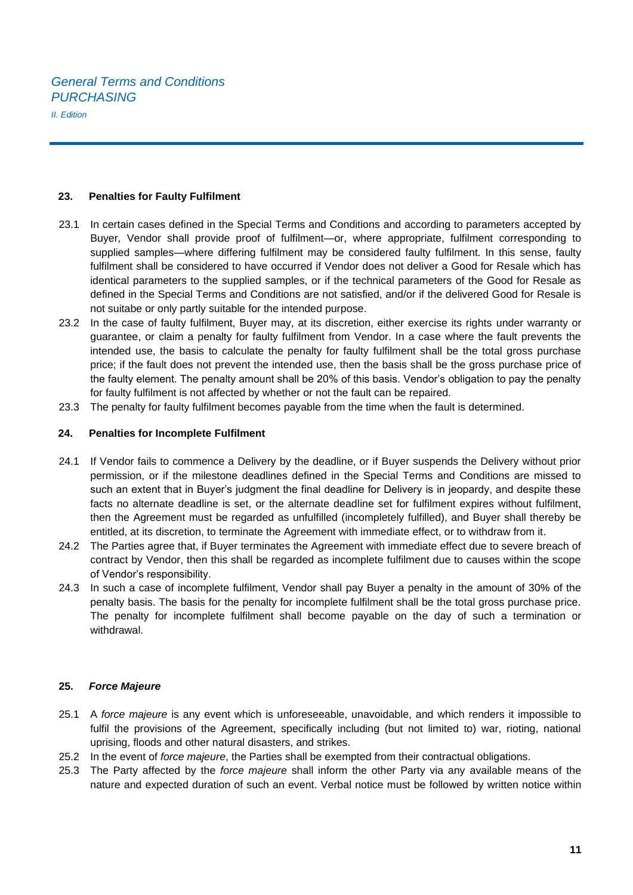## 23. Penalties for Faulty Fulfilment

23.1 In certain cases defined in the Special Terms and Conditions and according to parameters accepted by Buyer, Vendor shall provide proof of fulfilment—or, where appropriate, fulfilment corresponding to supplied samples—where differing fulfilment may be considered faulty fulfilment. In this sense, faulty fulfilment shall be considered to have occurred if Vendor does not deliver a Good for Resale which has identical parameters to the supplied samples, or if the technical parameters of the Good for Resale as defined in the Special Terms and Conditions are not satisfied, and/or if the delivered Good for Resale is not suitabe or only partly suitable for the intended purpose.

23.2 In the case of faulty fulfilment, Buyer may, at its discretion, either exercise its rights under warranty or guarantee, or claim a penalty for faulty fulfilment from Vendor. In a case where the fault prevents the intended use, the basis to calculate the penalty for faulty fulfilment shall be the total gross purchase price; if the fault does not prevent the intended use, then the basis shall be the gross purchase price of the faulty element. The penalty amount shall be 20% of this basis. Vendor's obligation to pay the penalty for faulty fulfilment is not affected by whether or not the fault can be repaired.

23.3 The penalty for faulty fulfilment becomes payable from the time when the fault is determined.

## 24. Penalties for Incomplete Fulfilment

24.1 If Vendor fails to commence a Delivery by the deadline, or if Buyer suspends the Delivery without prior permission, or if the milestone deadlines defined in the Special Terms and Conditions are missed to such an extent that in Buyer's judgment the final deadline for Delivery is in jeopardy, and despite these facts no alternate deadline is set, or the alternate deadline set for fulfilment expires without fulfilment, then the Agreement must be regarded as unfulfilled (incompletely fulfilled), and Buyer shall thereby be entitled, at its discretion, to terminate the Agreement with immediate effect, or to withdraw from it.

24.2 The Parties agree that, if Buyer terminates the Agreement with immediate effect due to severe breach of contract by Vendor, then this shall be regarded as incomplete fulfilment due to causes within the scope of Vendor's responsibility.

24.3 In such a case of incomplete fulfilment, Vendor shall pay Buyer a penalty in the amount of 30% of the penalty basis. The basis for the penalty for incomplete fulfilment shall be the total gross purchase price. The penalty for incomplete fulfilment shall become payable on the day of such a termination or withdrawal.

## 25. *Force Majeure*

25.1 A *force majeure* is any event which is unforeseeable, unavoidable, and which renders it impossible to fulfil the provisions of the Agreement, specifically including (but not limited to) war, rioting, national uprising, floods and other natural disasters, and strikes.

25.2 In the event of *force majeure*, the Parties shall be exempted from their contractual obligations.

25.3 The Party affected by the *force majeure* shall inform the other Party via any available means of the nature and expected duration of such an event. Verbal notice must be followed by written notice within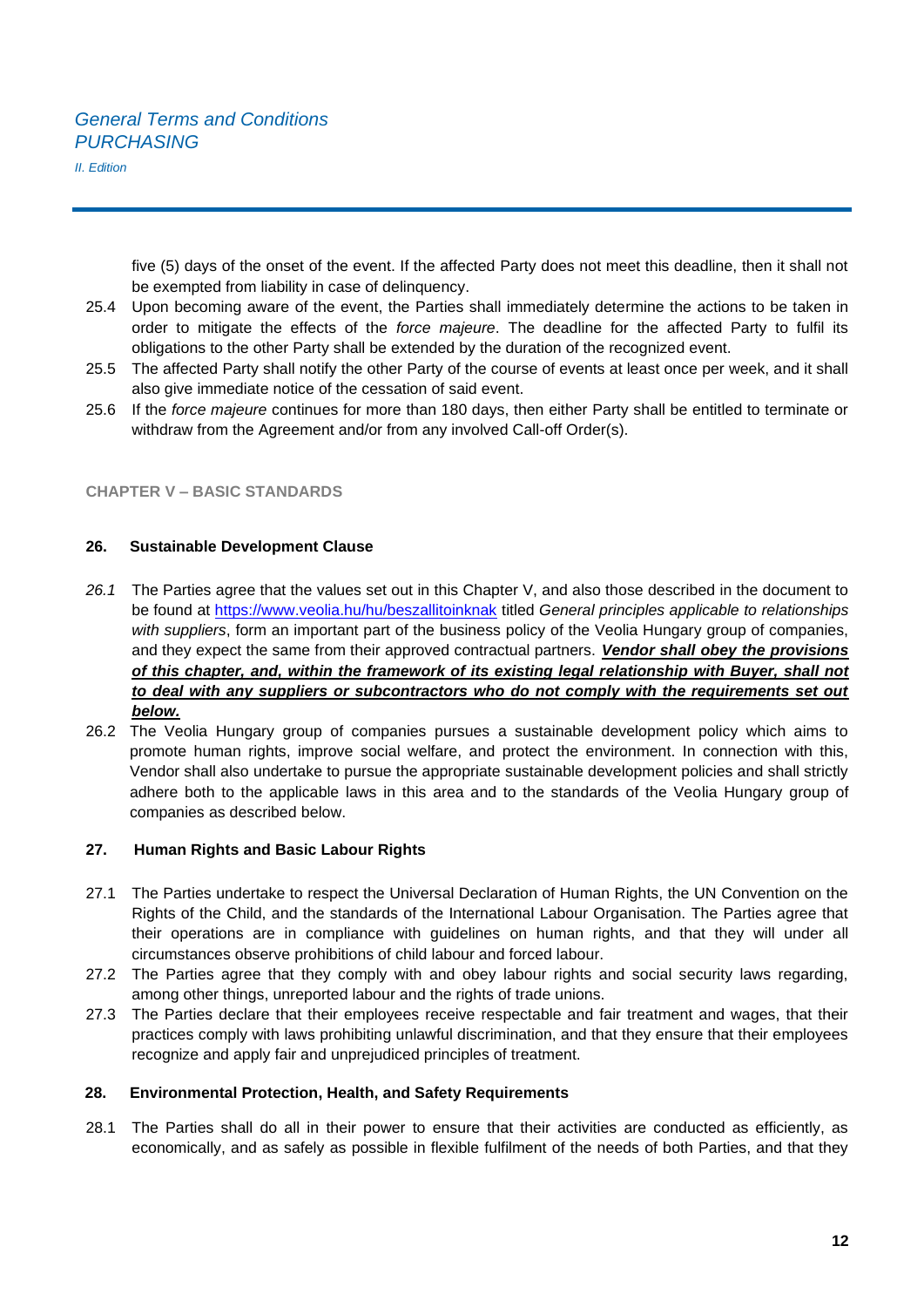five (5) days of the onset of the event. If the affected Party does not meet this deadline, then it shall not be exempted from liability in case of delinquency.

25.4 Upon becoming aware of the event, the Parties shall immediately determine the actions to be taken in order to mitigate the effects of the *force majeure*. The deadline for the affected Party to fulfil its obligations to the other Party shall be extended by the duration of the recognized event.

25.5 The affected Party shall notify the other Party of the course of events at least once per week, and it shall also give immediate notice of the cessation of said event.

25.6 If the *force majeure* continues for more than 180 days, then either Party shall be entitled to terminate or withdraw from the Agreement and/or from any involved Call-off Order(s).

## CHAPTER V – BASIC STANDARDS

### 26. Sustainable Development Clause

*26.1* The Parties agree that the values set out in this Chapter V, and also those described in the document to be found at https://www.veolia.hu/hu/beszallitoinknak titled *General principles applicable to relationships with suppliers*, form an important part of the business policy of the Veolia Hungary group of companies, and they expect the same from their approved contractual partners. ***Vendor shall obey the provisions of this chapter, and, within the framework of its existing legal relationship with Buyer, shall not to deal with any suppliers or subcontractors who do not comply with the requirements set out below.***

26.2 The Veolia Hungary group of companies pursues a sustainable development policy which aims to promote human rights, improve social welfare, and protect the environment. In connection with this, Vendor shall also undertake to pursue the appropriate sustainable development policies and shall strictly adhere both to the applicable laws in this area and to the standards of the Veolia Hungary group of companies as described below.

### 27. Human Rights and Basic Labour Rights

27.1 The Parties undertake to respect the Universal Declaration of Human Rights, the UN Convention on the Rights of the Child, and the standards of the International Labour Organisation. The Parties agree that their operations are in compliance with guidelines on human rights, and that they will under all circumstances observe prohibitions of child labour and forced labour.

27.2 The Parties agree that they comply with and obey labour rights and social security laws regarding, among other things, unreported labour and the rights of trade unions.

27.3 The Parties declare that their employees receive respectable and fair treatment and wages, that their practices comply with laws prohibiting unlawful discrimination, and that they ensure that their employees recognize and apply fair and unprejudiced principles of treatment.

### 28. Environmental Protection, Health, and Safety Requirements

28.1 The Parties shall do all in their power to ensure that their activities are conducted as efficiently, as economically, and as safely as possible in flexible fulfilment of the needs of both Parties, and that they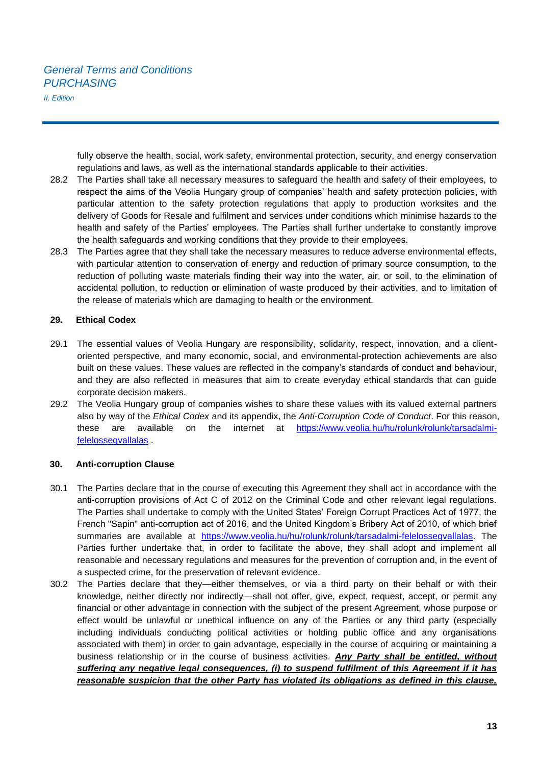fully observe the health, social, work safety, environmental protection, security, and energy conservation regulations and laws, as well as the international standards applicable to their activities.

28.2 The Parties shall take all necessary measures to safeguard the health and safety of their employees, to respect the aims of the Veolia Hungary group of companies' health and safety protection policies, with particular attention to the safety protection regulations that apply to production worksites and the delivery of Goods for Resale and fulfilment and services under conditions which minimise hazards to the health and safety of the Parties' employees. The Parties shall further undertake to constantly improve the health safeguards and working conditions that they provide to their employees.

28.3 The Parties agree that they shall take the necessary measures to reduce adverse environmental effects, with particular attention to conservation of energy and reduction of primary source consumption, to the reduction of polluting waste materials finding their way into the water, air, or soil, to the elimination of accidental pollution, to reduction or elimination of waste produced by their activities, and to limitation of the release of materials which are damaging to health or the environment.

## 29. Ethical Codex

29.1 The essential values of Veolia Hungary are responsibility, solidarity, respect, innovation, and a client-oriented perspective, and many economic, social, and environmental-protection achievements are also built on these values. These values are reflected in the company's standards of conduct and behaviour, and they are also reflected in measures that aim to create everyday ethical standards that can guide corporate decision makers.

29.2 The Veolia Hungary group of companies wishes to share these values with its valued external partners also by way of the *Ethical Codex* and its appendix, the *Anti-Corruption Code of Conduct*. For this reason, these are available on the internet at [https://www.veolia.hu/hu/rolunk/rolunk/tarsadalmi-felelossegvallalas](https://www.veolia.hu/hu/rolunk/rolunk/tarsadalmi-felelossegvallalas) .

## 30. Anti-corruption Clause

30.1 The Parties declare that in the course of executing this Agreement they shall act in accordance with the anti-corruption provisions of Act C of 2012 on the Criminal Code and other relevant legal regulations. The Parties shall undertake to comply with the United States' Foreign Corrupt Practices Act of 1977, the French "Sapin" anti-corruption act of 2016, and the United Kingdom's Bribery Act of 2010, of which brief summaries are available at [https://www.veolia.hu/hu/rolunk/rolunk/tarsadalmi-felelossegvallalas](https://www.veolia.hu/hu/rolunk/rolunk/tarsadalmi-felelossegvallalas). The Parties further undertake that, in order to facilitate the above, they shall adopt and implement all reasonable and necessary regulations and measures for the prevention of corruption and, in the event of a suspected crime, for the preservation of relevant evidence.

30.2 The Parties declare that they—either themselves, or via a third party on their behalf or with their knowledge, neither directly nor indirectly—shall not offer, give, expect, request, accept, or permit any financial or other advantage in connection with the subject of the present Agreement, whose purpose or effect would be unlawful or unethical influence on any of the Parties or any third party (especially including individuals conducting political activities or holding public office and any organisations associated with them) in order to gain advantage, especially in the course of acquiring or maintaining a business relationship or in the course of business activities. ***Any Party shall be entitled, without suffering any negative legal consequences, (i) to suspend fulfilment of this Agreement if it has reasonable suspicion that the other Party has violated its obligations as defined in this clause,***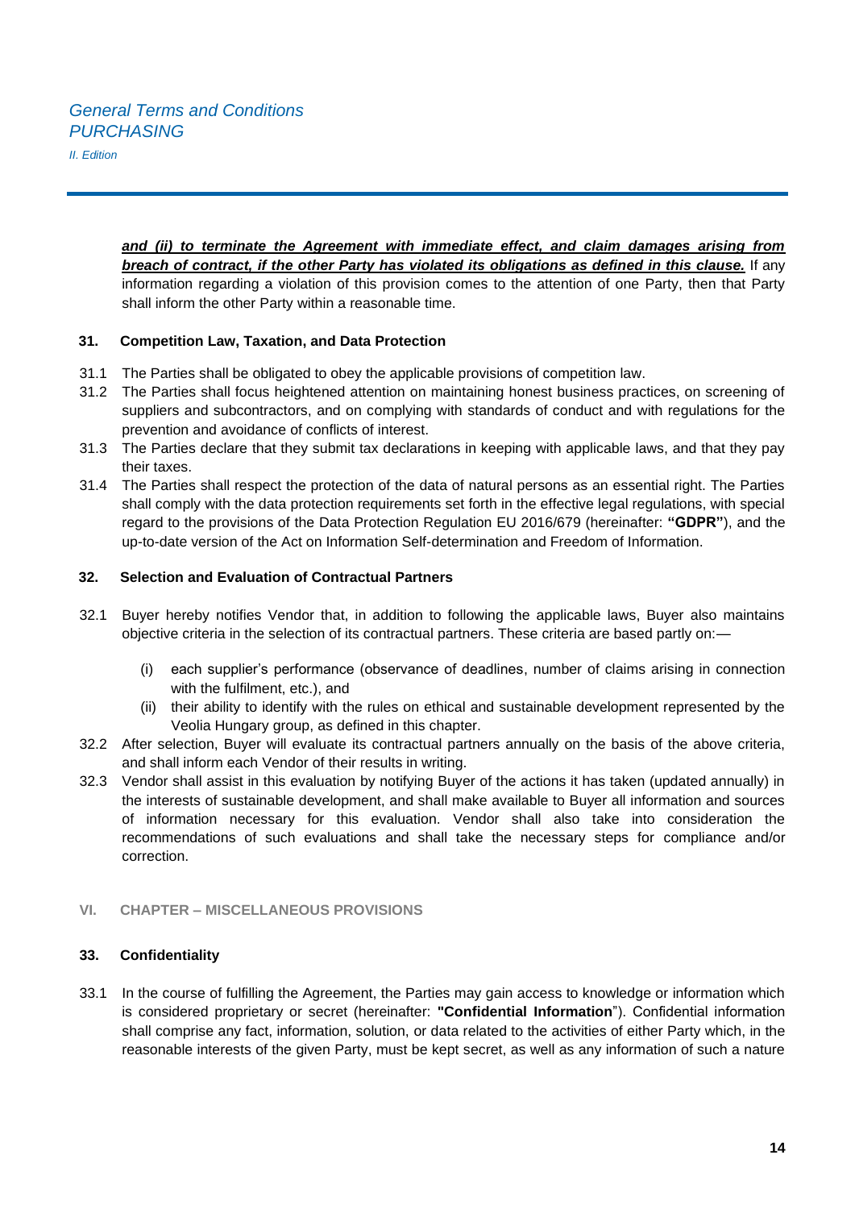***and (ii) to terminate the Agreement with immediate effect, and claim damages arising from breach of contract, if the other Party has violated its obligations as defined in this clause.*** If any information regarding a violation of this provision comes to the attention of one Party, then that Party shall inform the other Party within a reasonable time.

### 31. Competition Law, Taxation, and Data Protection

31.1 The Parties shall be obligated to obey the applicable provisions of competition law.

31.2 The Parties shall focus heightened attention on maintaining honest business practices, on screening of suppliers and subcontractors, and on complying with standards of conduct and with regulations for the prevention and avoidance of conflicts of interest.

31.3 The Parties declare that they submit tax declarations in keeping with applicable laws, and that they pay their taxes.

31.4 The Parties shall respect the protection of the data of natural persons as an essential right. The Parties shall comply with the data protection requirements set forth in the effective legal regulations, with special regard to the provisions of the Data Protection Regulation EU 2016/679 (hereinafter: **"GDPR"**), and the up-to-date version of the Act on Information Self-determination and Freedom of Information.

### 32. Selection and Evaluation of Contractual Partners

32.1 Buyer hereby notifies Vendor that, in addition to following the applicable laws, Buyer also maintains objective criteria in the selection of its contractual partners. These criteria are based partly on:—

- (i) each supplier's performance (observance of deadlines, number of claims arising in connection with the fulfilment, etc.), and
- (ii) their ability to identify with the rules on ethical and sustainable development represented by the Veolia Hungary group, as defined in this chapter.

32.2 After selection, Buyer will evaluate its contractual partners annually on the basis of the above criteria, and shall inform each Vendor of their results in writing.

32.3 Vendor shall assist in this evaluation by notifying Buyer of the actions it has taken (updated annually) in the interests of sustainable development, and shall make available to Buyer all information and sources of information necessary for this evaluation. Vendor shall also take into consideration the recommendations of such evaluations and shall take the necessary steps for compliance and/or correction.

## VI. CHAPTER – MISCELLANEOUS PROVISIONS

### 33. Confidentiality

33.1 In the course of fulfilling the Agreement, the Parties may gain access to knowledge or information which is considered proprietary or secret (hereinafter: **"Confidential Information"**). Confidential information shall comprise any fact, information, solution, or data related to the activities of either Party which, in the reasonable interests of the given Party, must be kept secret, as well as any information of such a nature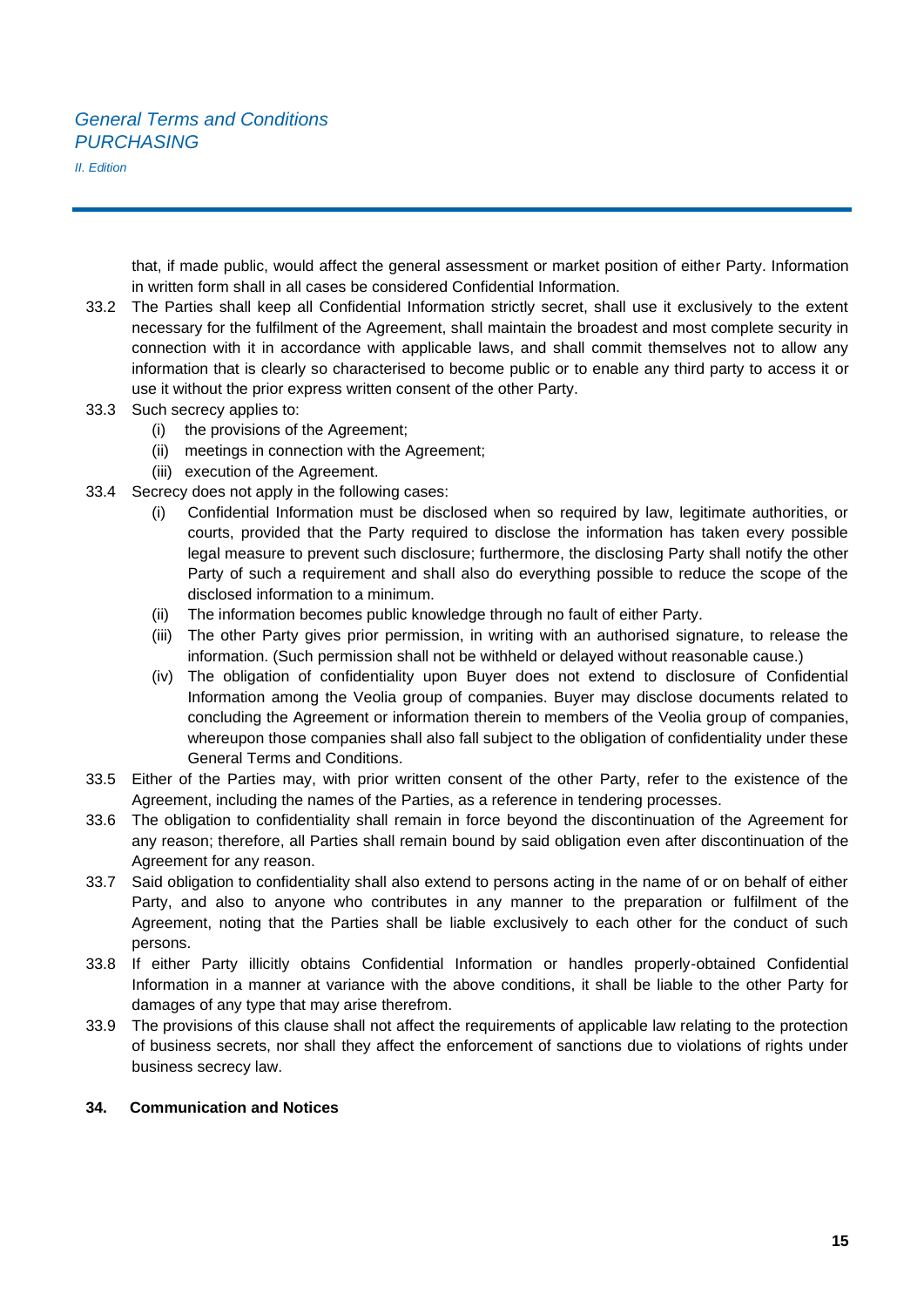that, if made public, would affect the general assessment or market position of either Party. Information in written form shall in all cases be considered Confidential Information.

33.2 The Parties shall keep all Confidential Information strictly secret, shall use it exclusively to the extent necessary for the fulfilment of the Agreement, shall maintain the broadest and most complete security in connection with it in accordance with applicable laws, and shall commit themselves not to allow any information that is clearly so characterised to become public or to enable any third party to access it or use it without the prior express written consent of the other Party.

33.3 Such secrecy applies to:

- (i) the provisions of the Agreement;
- (ii) meetings in connection with the Agreement;
- (iii) execution of the Agreement.

33.4 Secrecy does not apply in the following cases:

- (i) Confidential Information must be disclosed when so required by law, legitimate authorities, or courts, provided that the Party required to disclose the information has taken every possible legal measure to prevent such disclosure; furthermore, the disclosing Party shall notify the other Party of such a requirement and shall also do everything possible to reduce the scope of the disclosed information to a minimum.
- (ii) The information becomes public knowledge through no fault of either Party.
- (iii) The other Party gives prior permission, in writing with an authorised signature, to release the information. (Such permission shall not be withheld or delayed without reasonable cause.)
- (iv) The obligation of confidentiality upon Buyer does not extend to disclosure of Confidential Information among the Veolia group of companies. Buyer may disclose documents related to concluding the Agreement or information therein to members of the Veolia group of companies, whereupon those companies shall also fall subject to the obligation of confidentiality under these General Terms and Conditions.

33.5 Either of the Parties may, with prior written consent of the other Party, refer to the existence of the Agreement, including the names of the Parties, as a reference in tendering processes.

33.6 The obligation to confidentiality shall remain in force beyond the discontinuation of the Agreement for any reason; therefore, all Parties shall remain bound by said obligation even after discontinuation of the Agreement for any reason.

33.7 Said obligation to confidentiality shall also extend to persons acting in the name of or on behalf of either Party, and also to anyone who contributes in any manner to the preparation or fulfilment of the Agreement, noting that the Parties shall be liable exclusively to each other for the conduct of such persons.

33.8 If either Party illicitly obtains Confidential Information or handles properly-obtained Confidential Information in a manner at variance with the above conditions, it shall be liable to the other Party for damages of any type that may arise therefrom.

33.9 The provisions of this clause shall not affect the requirements of applicable law relating to the protection of business secrets, nor shall they affect the enforcement of sanctions due to violations of rights under business secrecy law.

## 34. Communication and Notices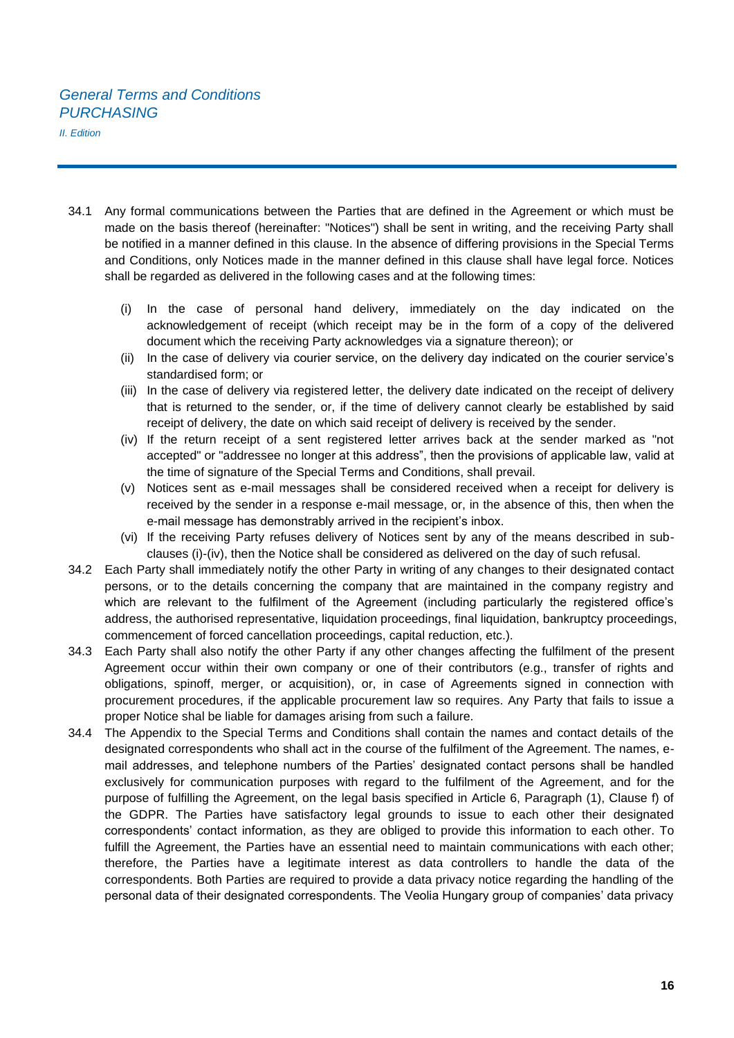34.1 Any formal communications between the Parties that are defined in the Agreement or which must be made on the basis thereof (hereinafter: "Notices") shall be sent in writing, and the receiving Party shall be notified in a manner defined in this clause. In the absence of differing provisions in the Special Terms and Conditions, only Notices made in the manner defined in this clause shall have legal force. Notices shall be regarded as delivered in the following cases and at the following times:

   (i) In the case of personal hand delivery, immediately on the day indicated on the acknowledgement of receipt (which receipt may be in the form of a copy of the delivered document which the receiving Party acknowledges via a signature thereon); or
   (ii) In the case of delivery via courier service, on the delivery day indicated on the courier service's standardised form; or
   (iii) In the case of delivery via registered letter, the delivery date indicated on the receipt of delivery that is returned to the sender, or, if the time of delivery cannot clearly be established by said receipt of delivery, the date on which said receipt of delivery is received by the sender.
   (iv) If the return receipt of a sent registered letter arrives back at the sender marked as "not accepted" or "addressee no longer at this address", then the provisions of applicable law, valid at the time of signature of the Special Terms and Conditions, shall prevail.
   (v) Notices sent as e-mail messages shall be considered received when a receipt for delivery is received by the sender in a response e-mail message, or, in the absence of this, then when the e-mail message has demonstrably arrived in the recipient's inbox.
   (vi) If the receiving Party refuses delivery of Notices sent by any of the means described in sub-clauses (i)-(iv), then the Notice shall be considered as delivered on the day of such refusal.

34.2 Each Party shall immediately notify the other Party in writing of any changes to their designated contact persons, or to the details concerning the company that are maintained in the company registry and which are relevant to the fulfilment of the Agreement (including particularly the registered office's address, the authorised representative, liquidation proceedings, final liquidation, bankruptcy proceedings, commencement of forced cancellation proceedings, capital reduction, etc.).

34.3 Each Party shall also notify the other Party if any other changes affecting the fulfilment of the present Agreement occur within their own company or one of their contributors (e.g., transfer of rights and obligations, spinoff, merger, or acquisition), or, in case of Agreements signed in connection with procurement procedures, if the applicable procurement law so requires. Any Party that fails to issue a proper Notice shal be liable for damages arising from such a failure.

34.4 The Appendix to the Special Terms and Conditions shall contain the names and contact details of the designated correspondents who shall act in the course of the fulfilment of the Agreement. The names, e-mail addresses, and telephone numbers of the Parties' designated contact persons shall be handled exclusively for communication purposes with regard to the fulfilment of the Agreement, and for the purpose of fulfilling the Agreement, on the legal basis specified in Article 6, Paragraph (1), Clause f) of the GDPR. The Parties have satisfactory legal grounds to issue to each other their designated correspondents' contact information, as they are obliged to provide this information to each other. To fulfill the Agreement, the Parties have an essential need to maintain communications with each other; therefore, the Parties have a legitimate interest as data controllers to handle the data of the correspondents. Both Parties are required to provide a data privacy notice regarding the handling of the personal data of their designated correspondents. The Veolia Hungary group of companies' data privacy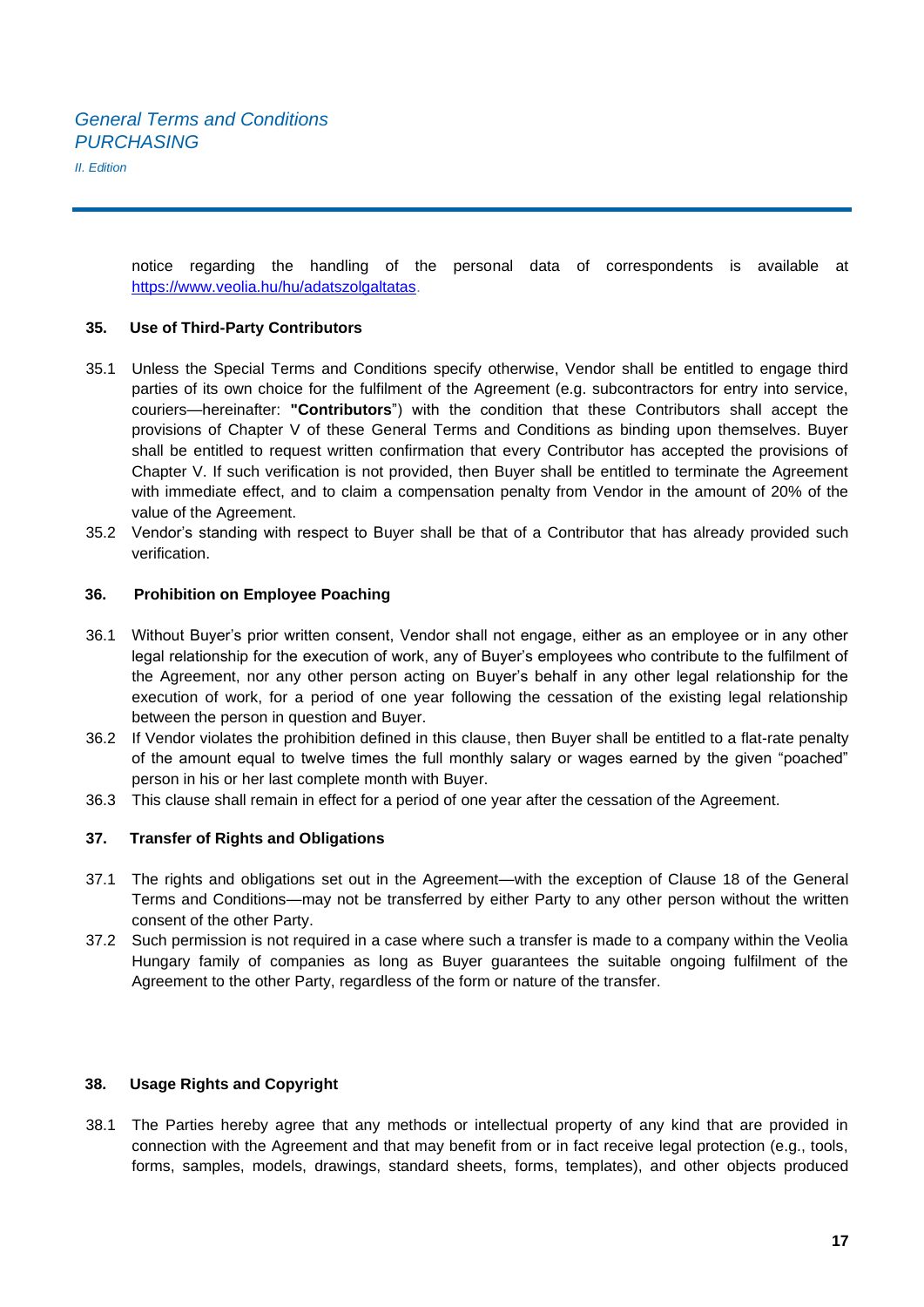notice regarding the handling of the personal data of correspondents is available at [https://www.veolia.hu/hu/adatszolgaltatas](https://www.veolia.hu/hu/adatszolgaltatas).

### 35. Use of Third-Party Contributors

35.1 Unless the Special Terms and Conditions specify otherwise, Vendor shall be entitled to engage third parties of its own choice for the fulfilment of the Agreement (e.g. subcontractors for entry into service, couriers—hereinafter: **"Contributors**") with the condition that these Contributors shall accept the provisions of Chapter V of these General Terms and Conditions as binding upon themselves. Buyer shall be entitled to request written confirmation that every Contributor has accepted the provisions of Chapter V. If such verification is not provided, then Buyer shall be entitled to terminate the Agreement with immediate effect, and to claim a compensation penalty from Vendor in the amount of 20% of the value of the Agreement.

35.2 Vendor's standing with respect to Buyer shall be that of a Contributor that has already provided such verification.

### 36. Prohibition on Employee Poaching

36.1 Without Buyer's prior written consent, Vendor shall not engage, either as an employee or in any other legal relationship for the execution of work, any of Buyer's employees who contribute to the fulfilment of the Agreement, nor any other person acting on Buyer's behalf in any other legal relationship for the execution of work, for a period of one year following the cessation of the existing legal relationship between the person in question and Buyer.

36.2 If Vendor violates the prohibition defined in this clause, then Buyer shall be entitled to a flat-rate penalty of the amount equal to twelve times the full monthly salary or wages earned by the given "poached" person in his or her last complete month with Buyer.

36.3 This clause shall remain in effect for a period of one year after the cessation of the Agreement.

### 37. Transfer of Rights and Obligations

37.1 The rights and obligations set out in the Agreement—with the exception of Clause 18 of the General Terms and Conditions—may not be transferred by either Party to any other person without the written consent of the other Party.

37.2 Such permission is not required in a case where such a transfer is made to a company within the Veolia Hungary family of companies as long as Buyer guarantees the suitable ongoing fulfilment of the Agreement to the other Party, regardless of the form or nature of the transfer.

### 38. Usage Rights and Copyright

38.1 The Parties hereby agree that any methods or intellectual property of any kind that are provided in connection with the Agreement and that may benefit from or in fact receive legal protection (e.g., tools, forms, samples, models, drawings, standard sheets, forms, templates), and other objects produced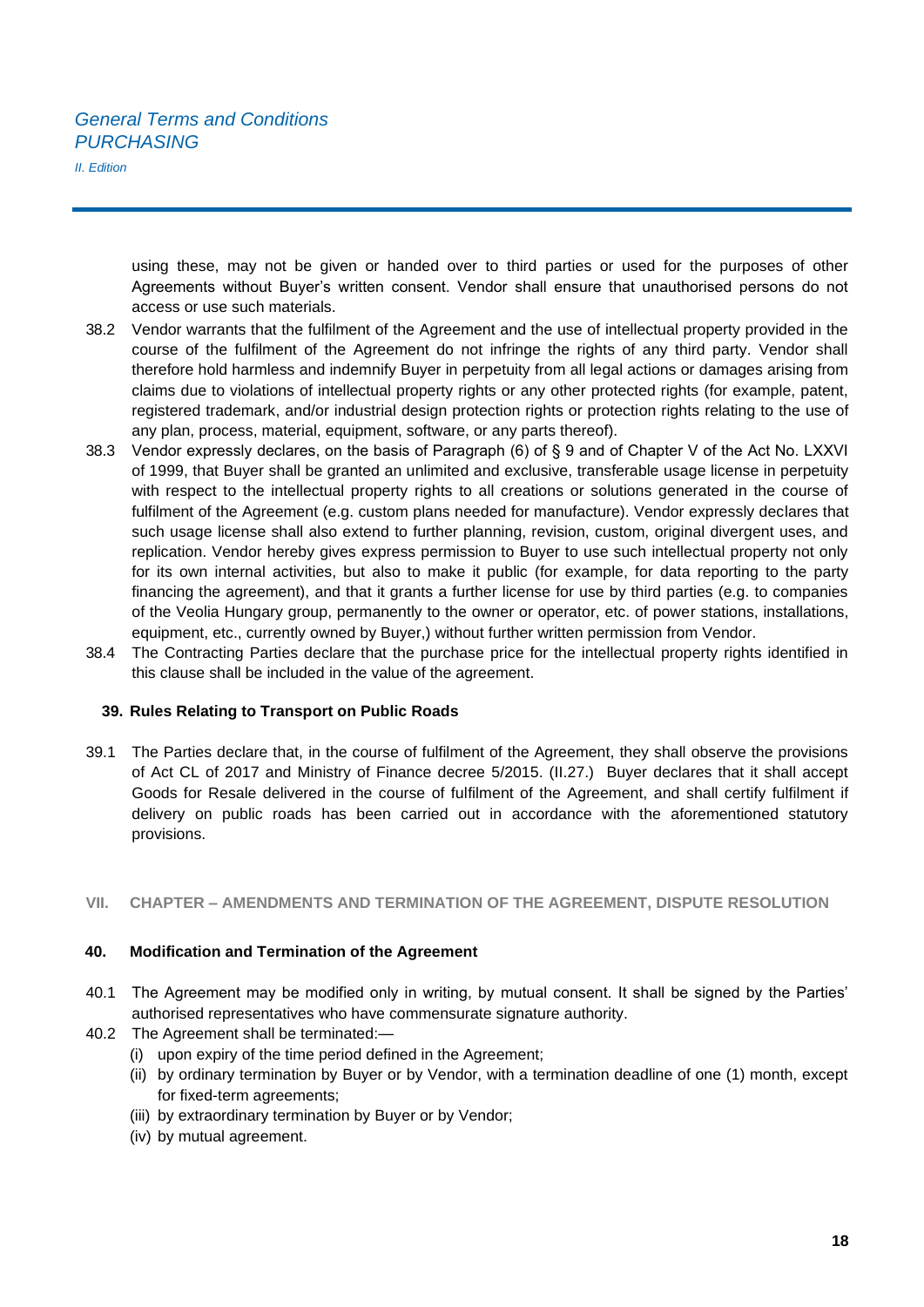using these, may not be given or handed over to third parties or used for the purposes of other Agreements without Buyer's written consent. Vendor shall ensure that unauthorised persons do not access or use such materials.

38.2 Vendor warrants that the fulfilment of the Agreement and the use of intellectual property provided in the course of the fulfilment of the Agreement do not infringe the rights of any third party. Vendor shall therefore hold harmless and indemnify Buyer in perpetuity from all legal actions or damages arising from claims due to violations of intellectual property rights or any other protected rights (for example, patent, registered trademark, and/or industrial design protection rights or protection rights relating to the use of any plan, process, material, equipment, software, or any parts thereof).

38.3 Vendor expressly declares, on the basis of Paragraph (6) of § 9 and of Chapter V of the Act No. LXXVI of 1999, that Buyer shall be granted an unlimited and exclusive, transferable usage license in perpetuity with respect to the intellectual property rights to all creations or solutions generated in the course of fulfilment of the Agreement (e.g. custom plans needed for manufacture). Vendor expressly declares that such usage license shall also extend to further planning, revision, custom, original divergent uses, and replication. Vendor hereby gives express permission to Buyer to use such intellectual property not only for its own internal activities, but also to make it public (for example, for data reporting to the party financing the agreement), and that it grants a further license for use by third parties (e.g. to companies of the Veolia Hungary group, permanently to the owner or operator, etc. of power stations, installations, equipment, etc., currently owned by Buyer,) without further written permission from Vendor.

38.4 The Contracting Parties declare that the purchase price for the intellectual property rights identified in this clause shall be included in the value of the agreement.

### 39. Rules Relating to Transport on Public Roads

39.1 The Parties declare that, in the course of fulfilment of the Agreement, they shall observe the provisions of Act CL of 2017 and Ministry of Finance decree 5/2015. (II.27.) Buyer declares that it shall accept Goods for Resale delivered in the course of fulfilment of the Agreement, and shall certify fulfilment if delivery on public roads has been carried out in accordance with the aforementioned statutory provisions.

## VII. CHAPTER – AMENDMENTS AND TERMINATION OF THE AGREEMENT, DISPUTE RESOLUTION

### 40. Modification and Termination of the Agreement

40.1 The Agreement may be modified only in writing, by mutual consent. It shall be signed by the Parties' authorised representatives who have commensurate signature authority.

40.2 The Agreement shall be terminated:—

- (i) upon expiry of the time period defined in the Agreement;
- (ii) by ordinary termination by Buyer or by Vendor, with a termination deadline of one (1) month, except for fixed-term agreements;
- (iii) by extraordinary termination by Buyer or by Vendor;
- (iv) by mutual agreement.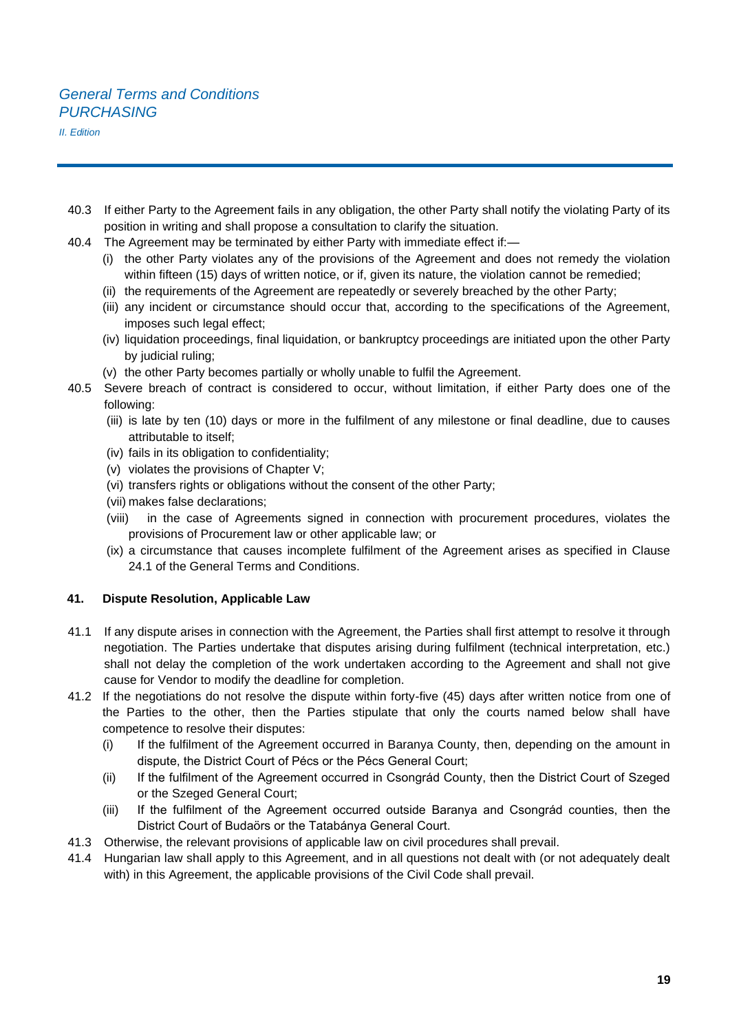40.3 If either Party to the Agreement fails in any obligation, the other Party shall notify the violating Party of its position in writing and shall propose a consultation to clarify the situation.

40.4 The Agreement may be terminated by either Party with immediate effect if:—

   (i) the other Party violates any of the provisions of the Agreement and does not remedy the violation within fifteen (15) days of written notice, or if, given its nature, the violation cannot be remedied;
   (ii) the requirements of the Agreement are repeatedly or severely breached by the other Party;
   (iii) any incident or circumstance should occur that, according to the specifications of the Agreement, imposes such legal effect;
   (iv) liquidation proceedings, final liquidation, or bankruptcy proceedings are initiated upon the other Party by judicial ruling;
   (v) the other Party becomes partially or wholly unable to fulfil the Agreement.

40.5 Severe breach of contract is considered to occur, without limitation, if either Party does one of the following:

   (iii) is late by ten (10) days or more in the fulfilment of any milestone or final deadline, due to causes attributable to itself;
   (iv) fails in its obligation to confidentiality;
   (v) violates the provisions of Chapter V;
   (vi) transfers rights or obligations without the consent of the other Party;
   (vii) makes false declarations;
   (viii) in the case of Agreements signed in connection with procurement procedures, violates the provisions of Procurement law or other applicable law; or
   (ix) a circumstance that causes incomplete fulfilment of the Agreement arises as specified in Clause 24.1 of the General Terms and Conditions.

## 41. Dispute Resolution, Applicable Law

41.1 If any dispute arises in connection with the Agreement, the Parties shall first attempt to resolve it through negotiation. The Parties undertake that disputes arising during fulfilment (technical interpretation, etc.) shall not delay the completion of the work undertaken according to the Agreement and shall not give cause for Vendor to modify the deadline for completion.

41.2 If the negotiations do not resolve the dispute within forty-five (45) days after written notice from one of the Parties to the other, then the Parties stipulate that only the courts named below shall have competence to resolve their disputes:

   (i) If the fulfilment of the Agreement occurred in Baranya County, then, depending on the amount in dispute, the District Court of Pécs or the Pécs General Court;
   (ii) If the fulfilment of the Agreement occurred in Csongrád County, then the District Court of Szeged or the Szeged General Court;
   (iii) If the fulfilment of the Agreement occurred outside Baranya and Csongrád counties, then the District Court of Budaörs or the Tatabánya General Court.

41.3 Otherwise, the relevant provisions of applicable law on civil procedures shall prevail.

41.4 Hungarian law shall apply to this Agreement, and in all questions not dealt with (or not adequately dealt with) in this Agreement, the applicable provisions of the Civil Code shall prevail.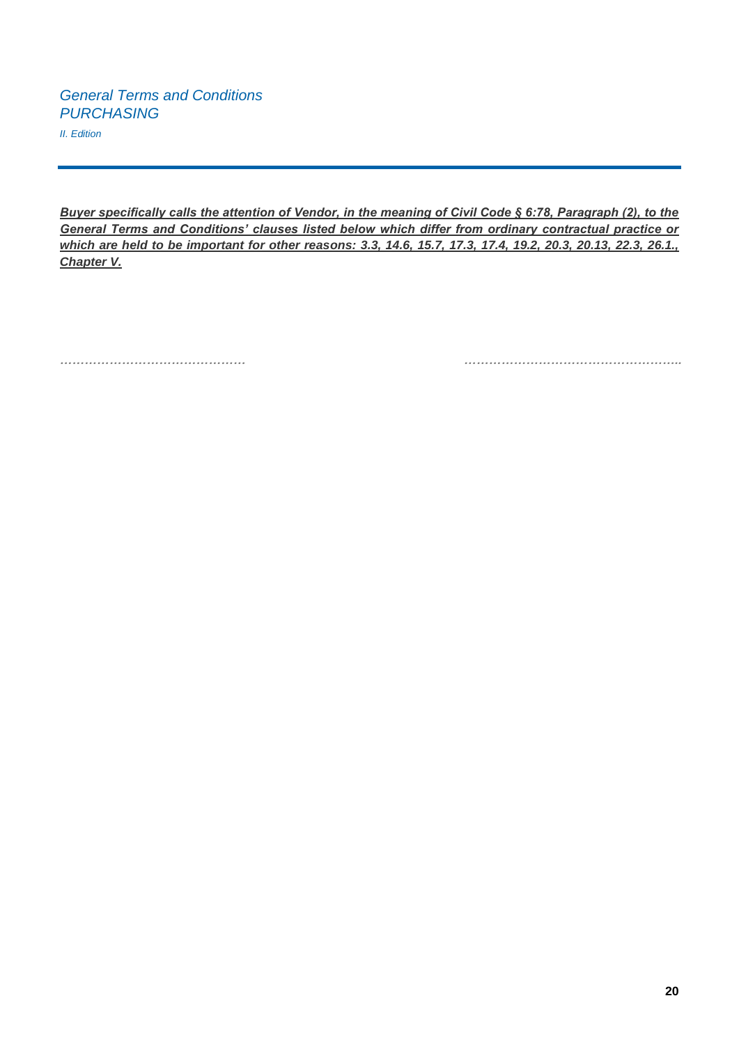***Buyer specifically calls the attention of Vendor, in the meaning of Civil Code § 6:78, Paragraph (2), to the General Terms and Conditions' clauses listed below which differ from ordinary contractual practice or which are held to be important for other reasons: 3.3, 14.6, 15.7, 17.3, 17.4, 19.2, 20.3, 20.13, 22.3, 26.1., Chapter V.***

……………………………………… ……………………………………………..